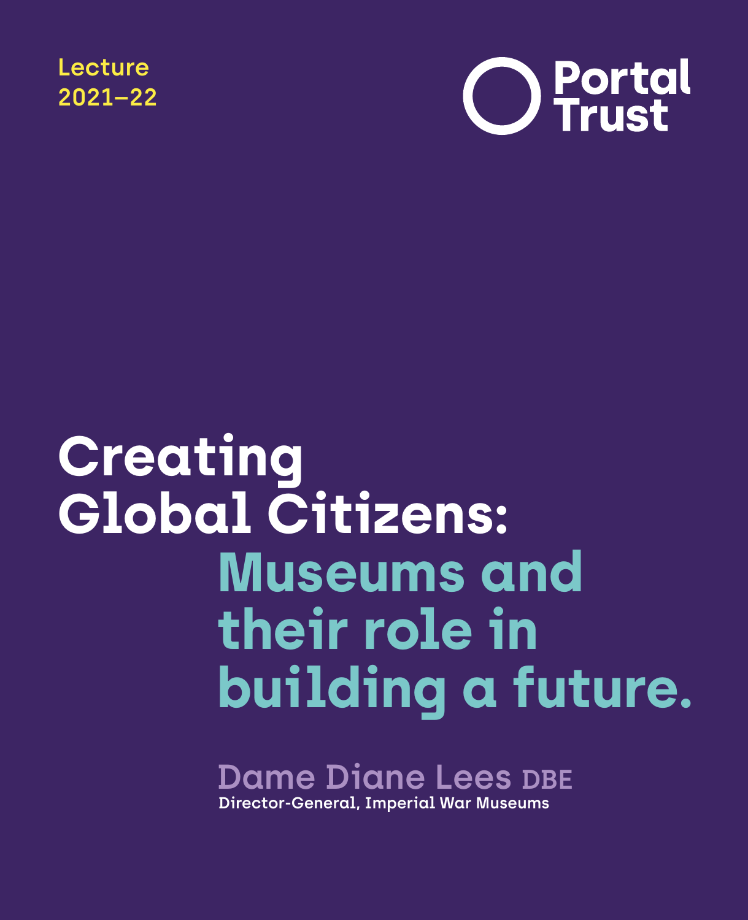Lecture
2021–22

Portal Trust

# Creating Global Citizens: Museums and their role in building a future.

## Dame Diane Lees DBE

Director-General, Imperial War Museums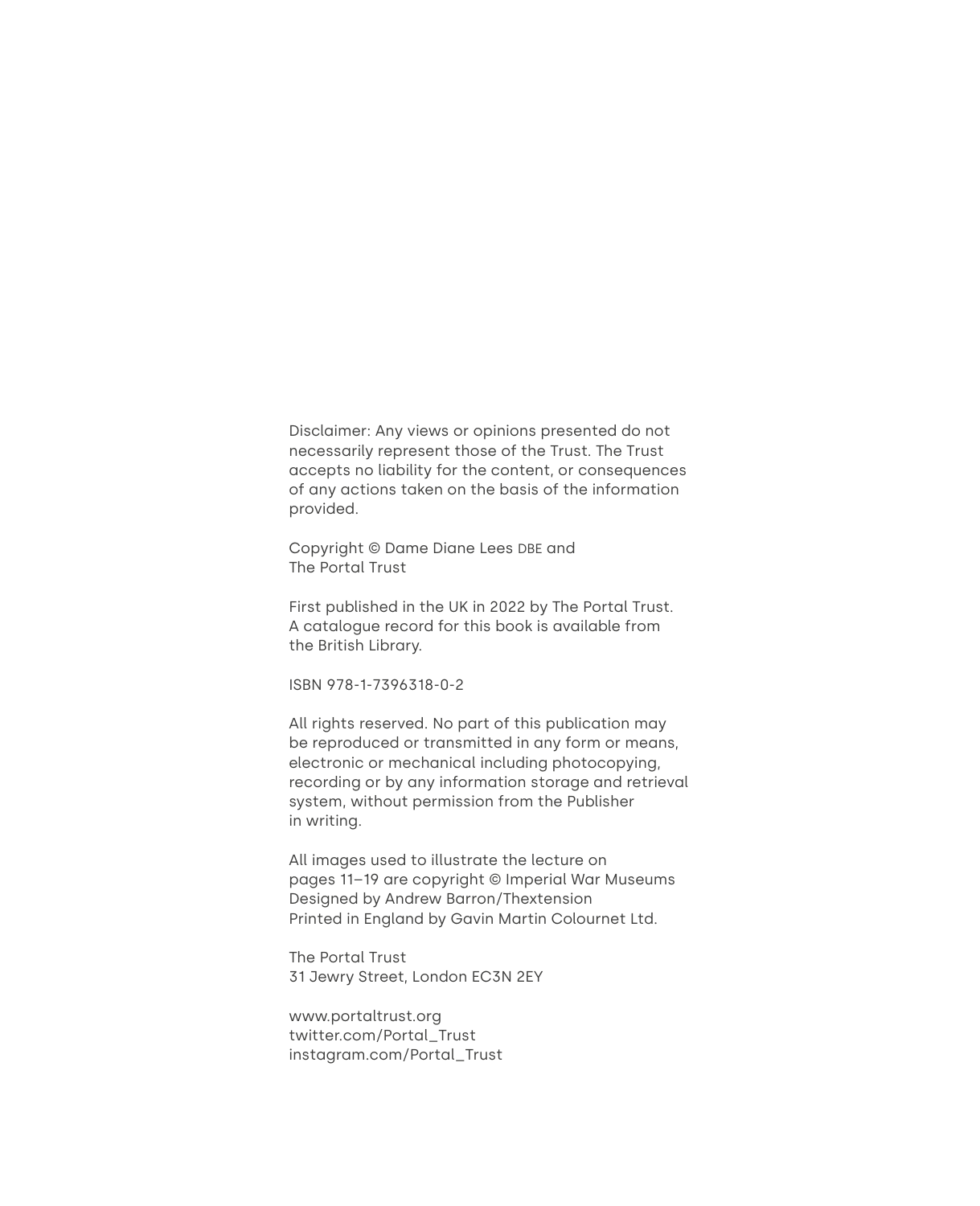Disclaimer: Any views or opinions presented do not necessarily represent those of the Trust. The Trust accepts no liability for the content, or consequences of any actions taken on the basis of the information provided.

Copyright © Dame Diane Lees DBE and The Portal Trust

First published in the UK in 2022 by The Portal Trust. A catalogue record for this book is available from the British Library.

ISBN 978-1-7396318-0-2

All rights reserved. No part of this publication may be reproduced or transmitted in any form or means, electronic or mechanical including photocopying, recording or by any information storage and retrieval system, without permission from the Publisher in writing.

All images used to illustrate the lecture on pages 11–19 are copyright © Imperial War Museums
Designed by Andrew Barron/Thextension
Printed in England by Gavin Martin Colournet Ltd.

The Portal Trust
31 Jewry Street, London EC3N 2EY

www.portaltrust.org
twitter.com/Portal_Trust
instagram.com/Portal_Trust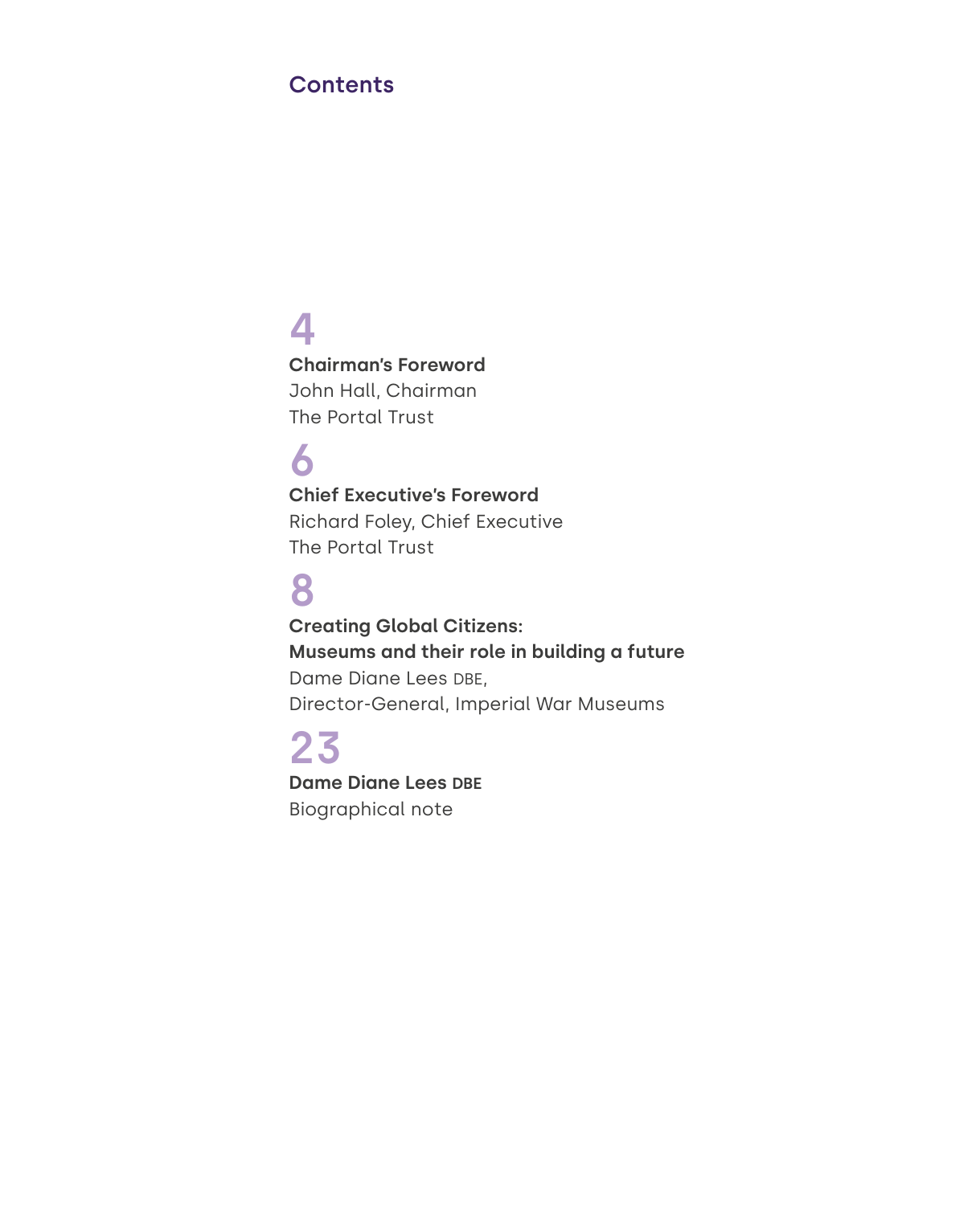## Contents

**4**

**Chairman's Foreword**
John Hall, Chairman
The Portal Trust

**6**

**Chief Executive's Foreword**
Richard Foley, Chief Executive
The Portal Trust

**8**

**Creating Global Citizens:**
**Museums and their role in building a future**
Dame Diane Lees DBE,
Director-General, Imperial War Museums

**23**

**Dame Diane Lees DBE**
Biographical note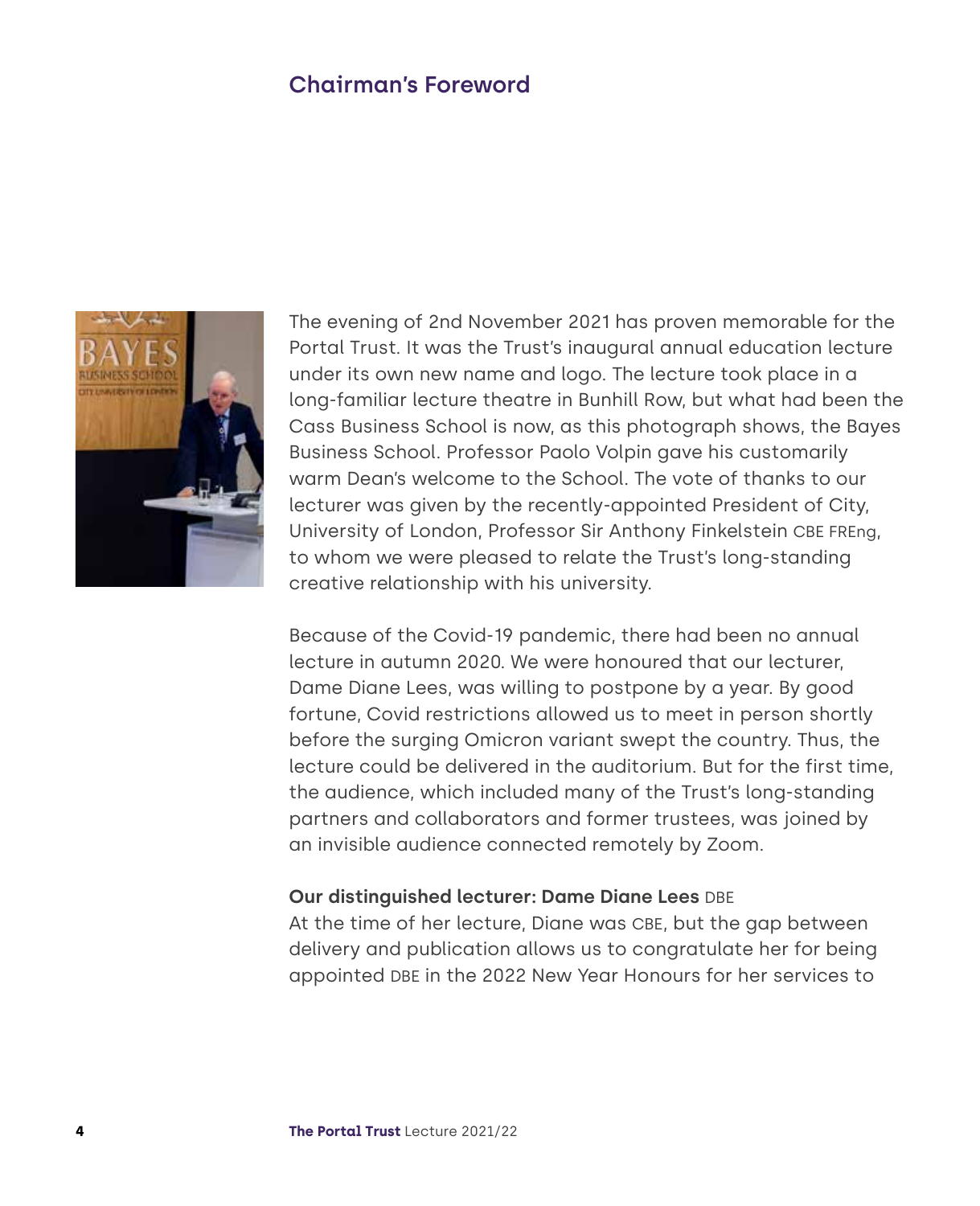## Chairman's Foreword

The evening of 2nd November 2021 has proven memorable for the Portal Trust. It was the Trust's inaugural annual education lecture under its own new name and logo. The lecture took place in a long-familiar lecture theatre in Bunhill Row, but what had been the Cass Business School is now, as this photograph shows, the Bayes Business School. Professor Paolo Volpin gave his customarily warm Dean's welcome to the School. The vote of thanks to our lecturer was given by the recently-appointed President of City, University of London, Professor Sir Anthony Finkelstein CBE FREng, to whom we were pleased to relate the Trust's long-standing creative relationship with his university.

Because of the Covid-19 pandemic, there had been no annual lecture in autumn 2020. We were honoured that our lecturer, Dame Diane Lees, was willing to postpone by a year. By good fortune, Covid restrictions allowed us to meet in person shortly before the surging Omicron variant swept the country. Thus, the lecture could be delivered in the auditorium. But for the first time, the audience, which included many of the Trust's long-standing partners and collaborators and former trustees, was joined by an invisible audience connected remotely by Zoom.

**Our distinguished lecturer: Dame Diane Lees** DBE

At the time of her lecture, Diane was CBE, but the gap between delivery and publication allows us to congratulate her for being appointed DBE in the 2022 New Year Honours for her services to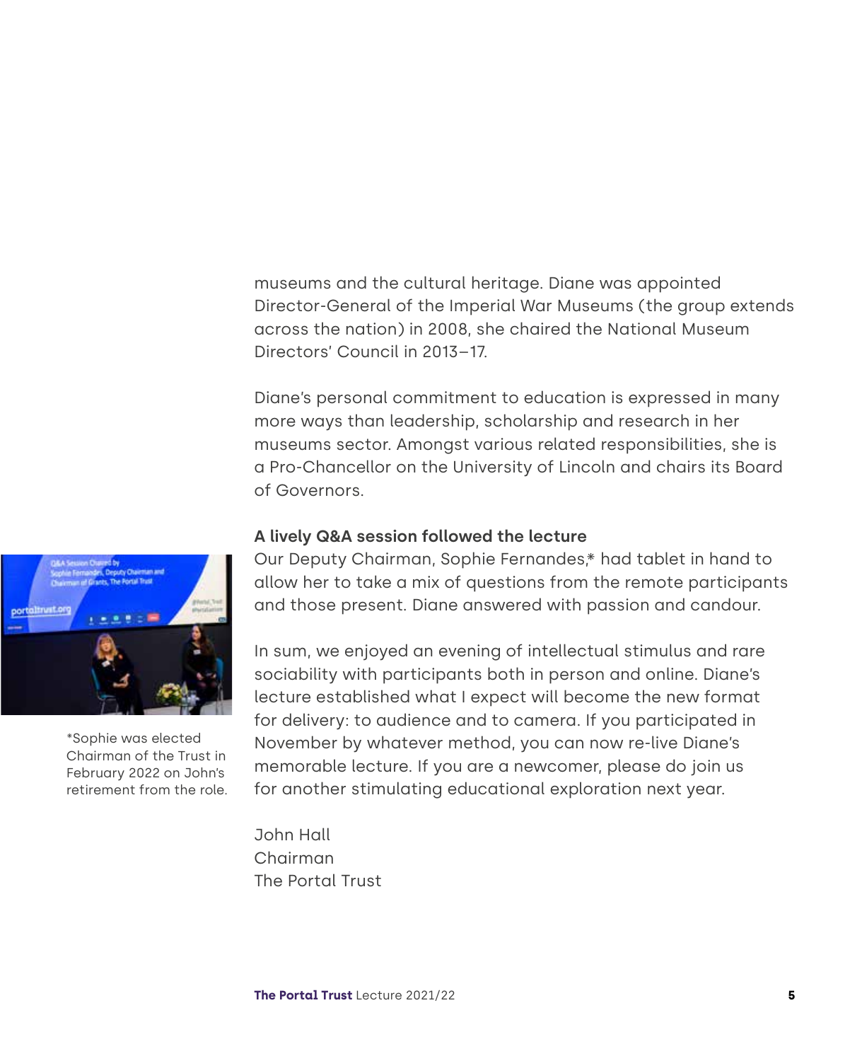museums and the cultural heritage. Diane was appointed Director-General of the Imperial War Museums (the group extends across the nation) in 2008, she chaired the National Museum Directors' Council in 2013–17.

Diane's personal commitment to education is expressed in many more ways than leadership, scholarship and research in her museums sector. Amongst various related responsibilities, she is a Pro-Chancellor on the University of Lincoln and chairs its Board of Governors.

**A lively Q&A session followed the lecture**

Our Deputy Chairman, Sophie Fernandes,* had tablet in hand to allow her to take a mix of questions from the remote participants and those present. Diane answered with passion and candour.

*Sophie was elected Chairman of the Trust in February 2022 on John's retirement from the role.

In sum, we enjoyed an evening of intellectual stimulus and rare sociability with participants both in person and online. Diane's lecture established what I expect will become the new format for delivery: to audience and to camera. If you participated in November by whatever method, you can now re-live Diane's memorable lecture. If you are a newcomer, please do join us for another stimulating educational exploration next year.

John Hall
Chairman
The Portal Trust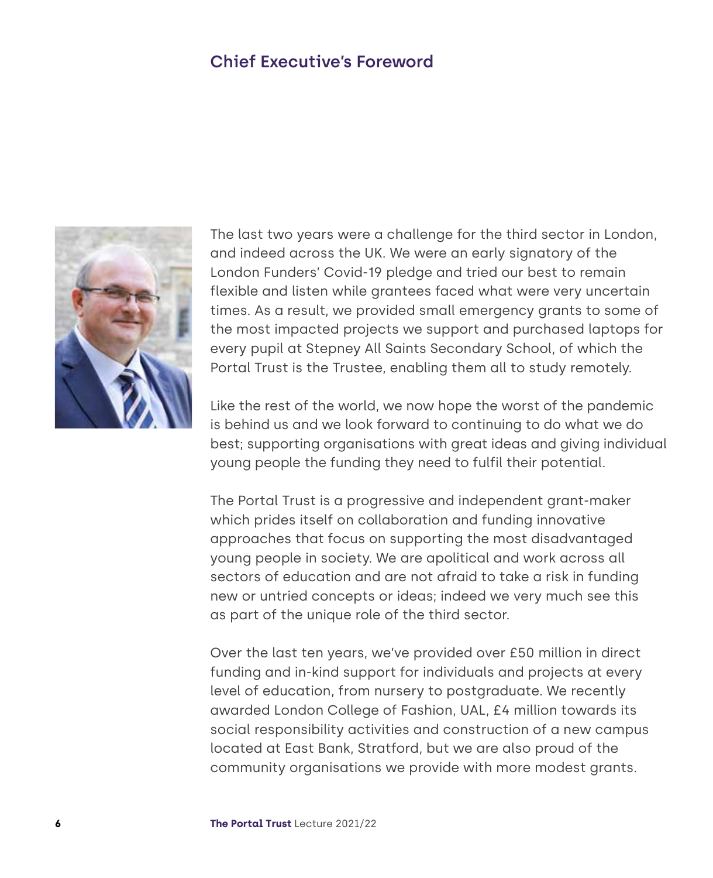## Chief Executive's Foreword

The last two years were a challenge for the third sector in London, and indeed across the UK. We were an early signatory of the London Funders' Covid-19 pledge and tried our best to remain flexible and listen while grantees faced what were very uncertain times. As a result, we provided small emergency grants to some of the most impacted projects we support and purchased laptops for every pupil at Stepney All Saints Secondary School, of which the Portal Trust is the Trustee, enabling them all to study remotely.

Like the rest of the world, we now hope the worst of the pandemic is behind us and we look forward to continuing to do what we do best; supporting organisations with great ideas and giving individual young people the funding they need to fulfil their potential.

The Portal Trust is a progressive and independent grant-maker which prides itself on collaboration and funding innovative approaches that focus on supporting the most disadvantaged young people in society. We are apolitical and work across all sectors of education and are not afraid to take a risk in funding new or untried concepts or ideas; indeed we very much see this as part of the unique role of the third sector.

Over the last ten years, we've provided over £50 million in direct funding and in-kind support for individuals and projects at every level of education, from nursery to postgraduate. We recently awarded London College of Fashion, UAL, £4 million towards its social responsibility activities and construction of a new campus located at East Bank, Stratford, but we are also proud of the community organisations we provide with more modest grants.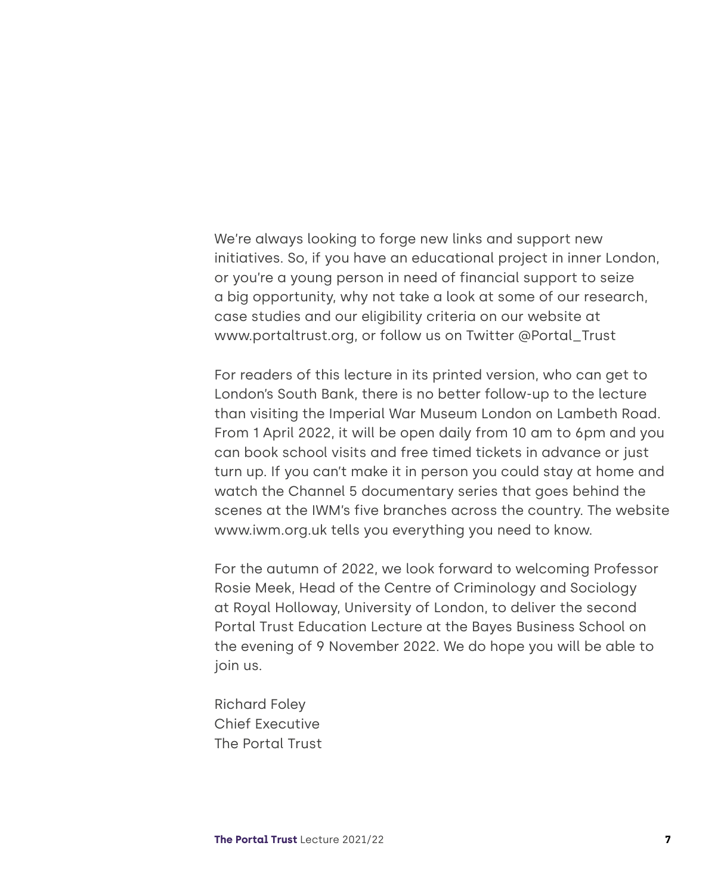We're always looking to forge new links and support new initiatives. So, if you have an educational project in inner London, or you're a young person in need of financial support to seize a big opportunity, why not take a look at some of our research, case studies and our eligibility criteria on our website at www.portaltrust.org, or follow us on Twitter @Portal_Trust

For readers of this lecture in its printed version, who can get to London's South Bank, there is no better follow-up to the lecture than visiting the Imperial War Museum London on Lambeth Road. From 1 April 2022, it will be open daily from 10 am to 6pm and you can book school visits and free timed tickets in advance or just turn up. If you can't make it in person you could stay at home and watch the Channel 5 documentary series that goes behind the scenes at the IWM's five branches across the country. The website www.iwm.org.uk tells you everything you need to know.

For the autumn of 2022, we look forward to welcoming Professor Rosie Meek, Head of the Centre of Criminology and Sociology at Royal Holloway, University of London, to deliver the second Portal Trust Education Lecture at the Bayes Business School on the evening of 9 November 2022. We do hope you will be able to join us.

Richard Foley
Chief Executive
The Portal Trust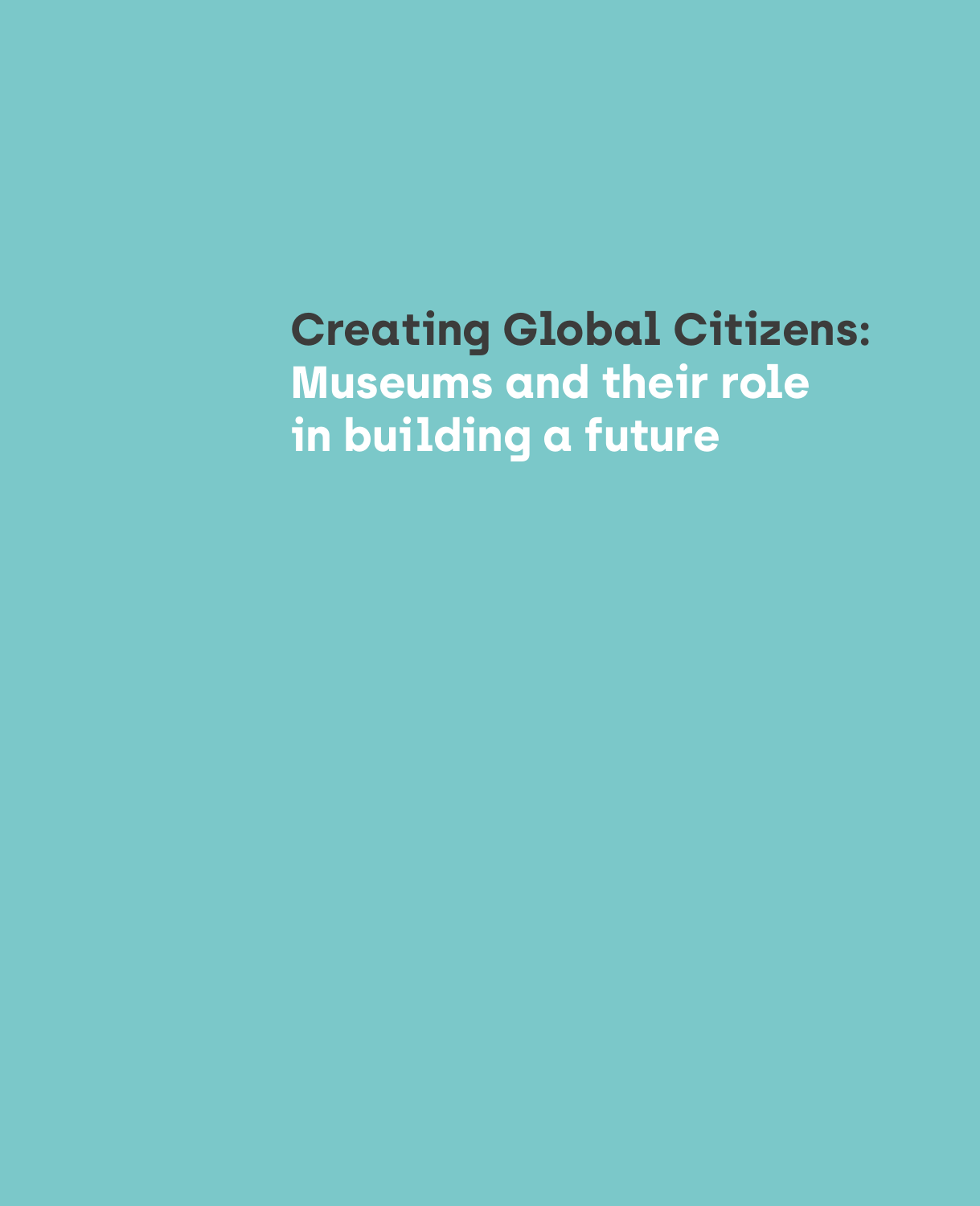# Creating Global Citizens: Museums and their role in building a future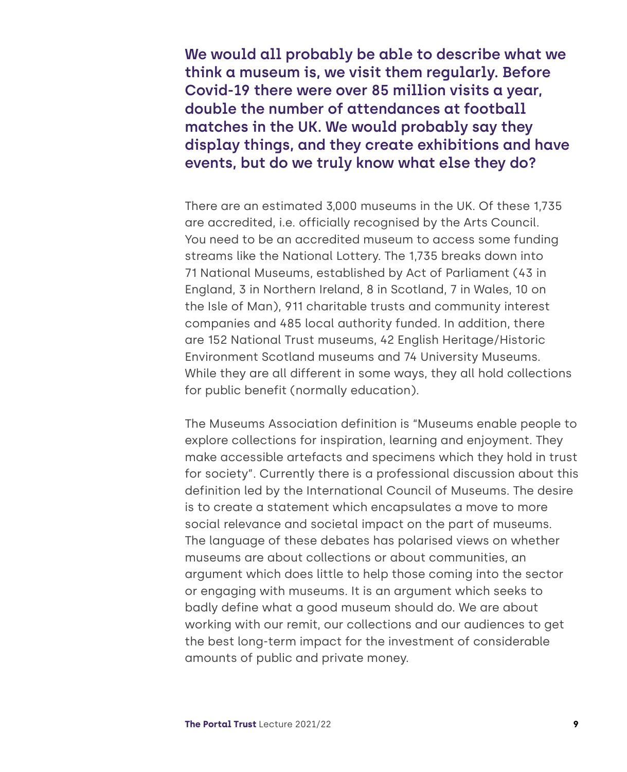**We would all probably be able to describe what we think a museum is, we visit them regularly. Before Covid-19 there were over 85 million visits a year, double the number of attendances at football matches in the UK. We would probably say they display things, and they create exhibitions and have events, but do we truly know what else they do?**

There are an estimated 3,000 museums in the UK. Of these 1,735 are accredited, i.e. officially recognised by the Arts Council. You need to be an accredited museum to access some funding streams like the National Lottery. The 1,735 breaks down into 71 National Museums, established by Act of Parliament (43 in England, 3 in Northern Ireland, 8 in Scotland, 7 in Wales, 10 on the Isle of Man), 911 charitable trusts and community interest companies and 485 local authority funded. In addition, there are 152 National Trust museums, 42 English Heritage/Historic Environment Scotland museums and 74 University Museums. While they are all different in some ways, they all hold collections for public benefit (normally education).

The Museums Association definition is "Museums enable people to explore collections for inspiration, learning and enjoyment. They make accessible artefacts and specimens which they hold in trust for society". Currently there is a professional discussion about this definition led by the International Council of Museums. The desire is to create a statement which encapsulates a move to more social relevance and societal impact on the part of museums. The language of these debates has polarised views on whether museums are about collections or about communities, an argument which does little to help those coming into the sector or engaging with museums. It is an argument which seeks to badly define what a good museum should do. We are about working with our remit, our collections and our audiences to get the best long-term impact for the investment of considerable amounts of public and private money.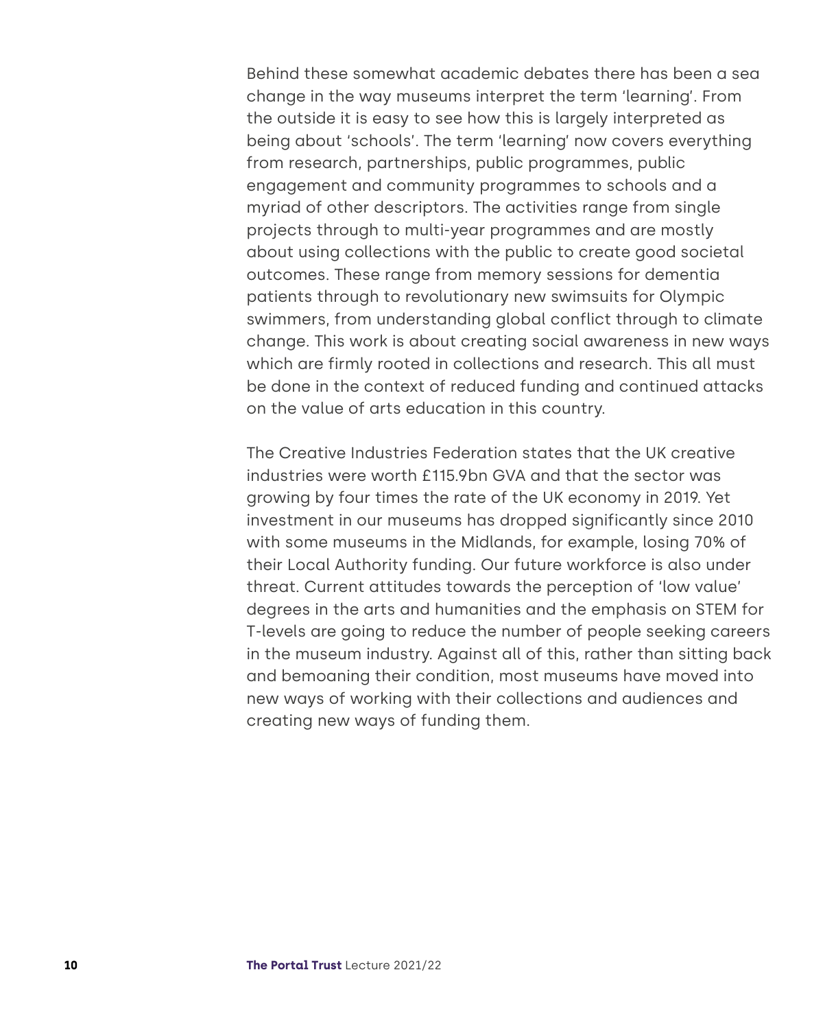Behind these somewhat academic debates there has been a sea change in the way museums interpret the term ‘learning’. From the outside it is easy to see how this is largely interpreted as being about ‘schools’. The term ‘learning’ now covers everything from research, partnerships, public programmes, public engagement and community programmes to schools and a myriad of other descriptors. The activities range from single projects through to multi-year programmes and are mostly about using collections with the public to create good societal outcomes. These range from memory sessions for dementia patients through to revolutionary new swimsuits for Olympic swimmers, from understanding global conflict through to climate change. This work is about creating social awareness in new ways which are firmly rooted in collections and research. This all must be done in the context of reduced funding and continued attacks on the value of arts education in this country.

The Creative Industries Federation states that the UK creative industries were worth £115.9bn GVA and that the sector was growing by four times the rate of the UK economy in 2019. Yet investment in our museums has dropped significantly since 2010 with some museums in the Midlands, for example, losing 70% of their Local Authority funding. Our future workforce is also under threat. Current attitudes towards the perception of ‘low value’ degrees in the arts and humanities and the emphasis on STEM for T-levels are going to reduce the number of people seeking careers in the museum industry. Against all of this, rather than sitting back and bemoaning their condition, most museums have moved into new ways of working with their collections and audiences and creating new ways of funding them.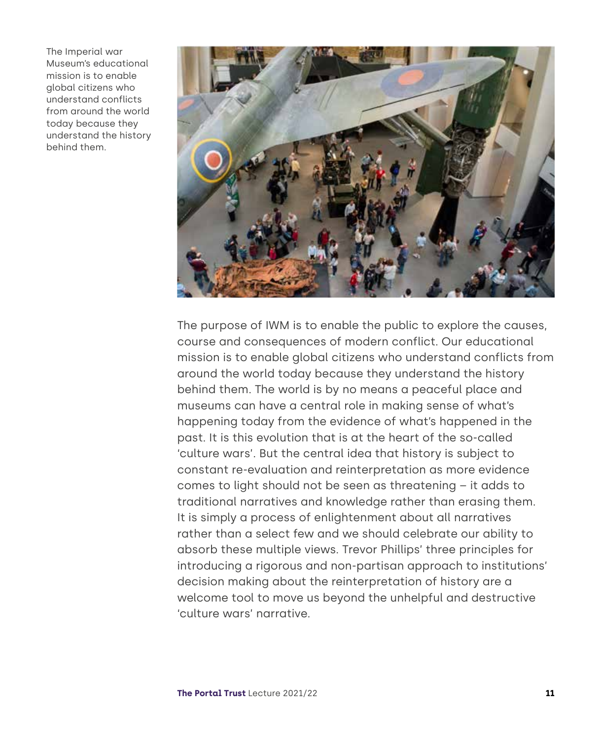The Imperial war Museum's educational mission is to enable global citizens who understand conflicts from around the world today because they understand the history behind them.

The purpose of IWM is to enable the public to explore the causes, course and consequences of modern conflict. Our educational mission is to enable global citizens who understand conflicts from around the world today because they understand the history behind them. The world is by no means a peaceful place and museums can have a central role in making sense of what's happening today from the evidence of what's happened in the past. It is this evolution that is at the heart of the so-called 'culture wars'. But the central idea that history is subject to constant re-evaluation and reinterpretation as more evidence comes to light should not be seen as threatening – it adds to traditional narratives and knowledge rather than erasing them. It is simply a process of enlightenment about all narratives rather than a select few and we should celebrate our ability to absorb these multiple views. Trevor Phillips' three principles for introducing a rigorous and non-partisan approach to institutions' decision making about the reinterpretation of history are a welcome tool to move us beyond the unhelpful and destructive 'culture wars' narrative.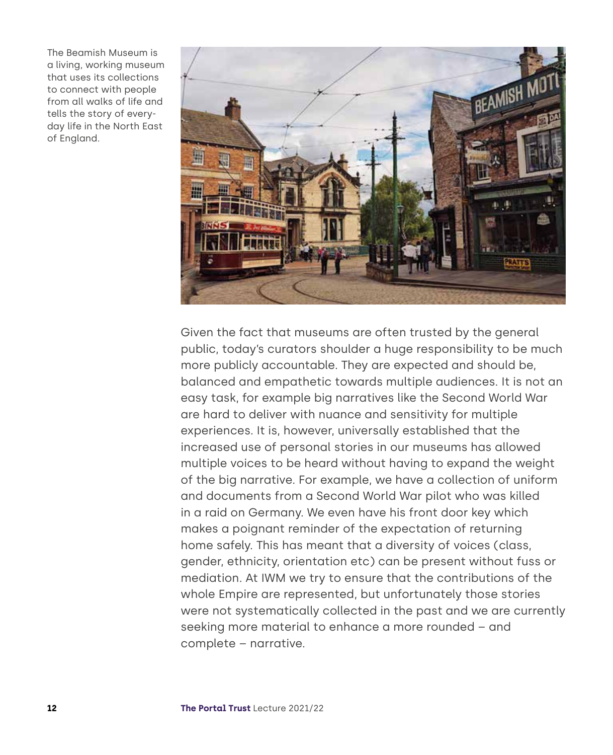The Beamish Museum is a living, working museum that uses its collections to connect with people from all walks of life and tells the story of every-day life in the North East of England.

Given the fact that museums are often trusted by the general public, today's curators shoulder a huge responsibility to be much more publicly accountable. They are expected and should be, balanced and empathetic towards multiple audiences. It is not an easy task, for example big narratives like the Second World War are hard to deliver with nuance and sensitivity for multiple experiences. It is, however, universally established that the increased use of personal stories in our museums has allowed multiple voices to be heard without having to expand the weight of the big narrative. For example, we have a collection of uniform and documents from a Second World War pilot who was killed in a raid on Germany. We even have his front door key which makes a poignant reminder of the expectation of returning home safely. This has meant that a diversity of voices (class, gender, ethnicity, orientation etc) can be present without fuss or mediation. At IWM we try to ensure that the contributions of the whole Empire are represented, but unfortunately those stories were not systematically collected in the past and we are currently seeking more material to enhance a more rounded – and complete – narrative.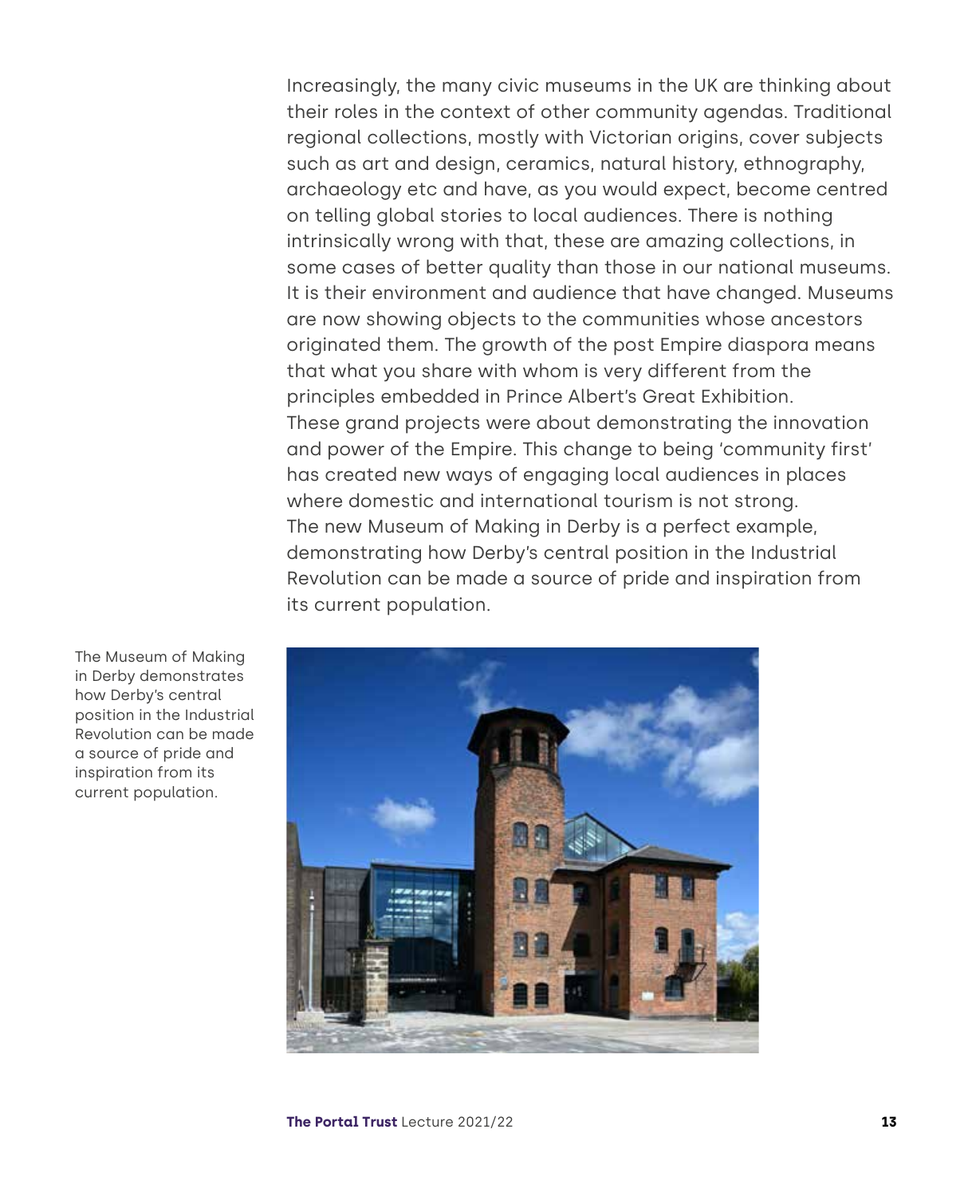Increasingly, the many civic museums in the UK are thinking about their roles in the context of other community agendas. Traditional regional collections, mostly with Victorian origins, cover subjects such as art and design, ceramics, natural history, ethnography, archaeology etc and have, as you would expect, become centred on telling global stories to local audiences. There is nothing intrinsically wrong with that, these are amazing collections, in some cases of better quality than those in our national museums. It is their environment and audience that have changed. Museums are now showing objects to the communities whose ancestors originated them. The growth of the post Empire diaspora means that what you share with whom is very different from the principles embedded in Prince Albert's Great Exhibition. These grand projects were about demonstrating the innovation and power of the Empire. This change to being 'community first' has created new ways of engaging local audiences in places where domestic and international tourism is not strong. The new Museum of Making in Derby is a perfect example, demonstrating how Derby's central position in the Industrial Revolution can be made a source of pride and inspiration from its current population.

The Museum of Making in Derby demonstrates how Derby's central position in the Industrial Revolution can be made a source of pride and inspiration from its current population.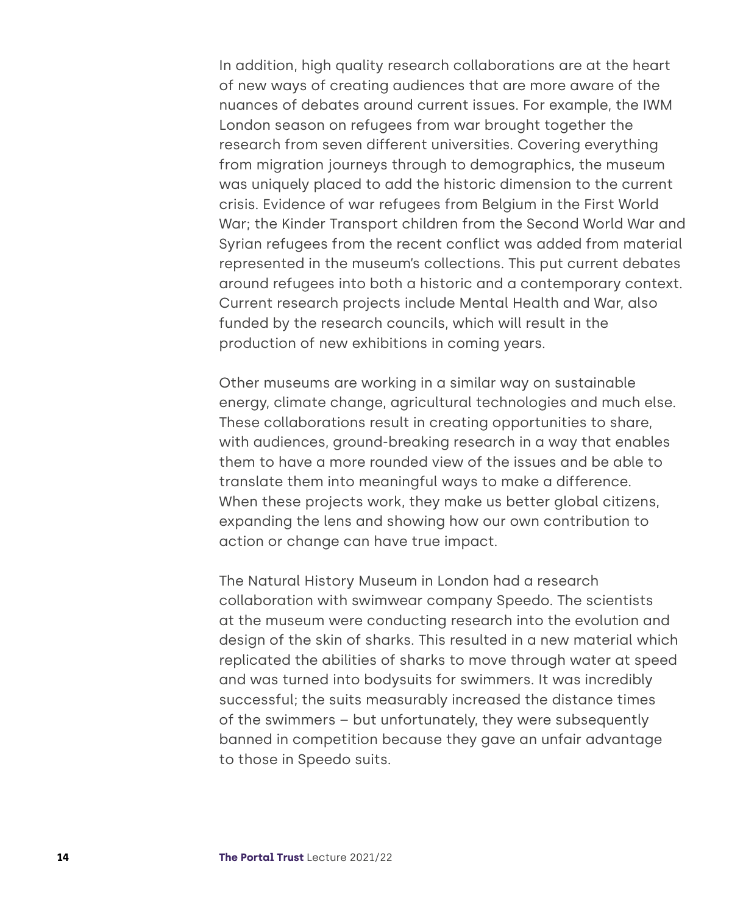In addition, high quality research collaborations are at the heart of new ways of creating audiences that are more aware of the nuances of debates around current issues. For example, the IWM London season on refugees from war brought together the research from seven different universities. Covering everything from migration journeys through to demographics, the museum was uniquely placed to add the historic dimension to the current crisis. Evidence of war refugees from Belgium in the First World War; the Kinder Transport children from the Second World War and Syrian refugees from the recent conflict was added from material represented in the museum's collections. This put current debates around refugees into both a historic and a contemporary context. Current research projects include Mental Health and War, also funded by the research councils, which will result in the production of new exhibitions in coming years.

Other museums are working in a similar way on sustainable energy, climate change, agricultural technologies and much else. These collaborations result in creating opportunities to share, with audiences, ground-breaking research in a way that enables them to have a more rounded view of the issues and be able to translate them into meaningful ways to make a difference. When these projects work, they make us better global citizens, expanding the lens and showing how our own contribution to action or change can have true impact.

The Natural History Museum in London had a research collaboration with swimwear company Speedo. The scientists at the museum were conducting research into the evolution and design of the skin of sharks. This resulted in a new material which replicated the abilities of sharks to move through water at speed and was turned into bodysuits for swimmers. It was incredibly successful; the suits measurably increased the distance times of the swimmers – but unfortunately, they were subsequently banned in competition because they gave an unfair advantage to those in Speedo suits.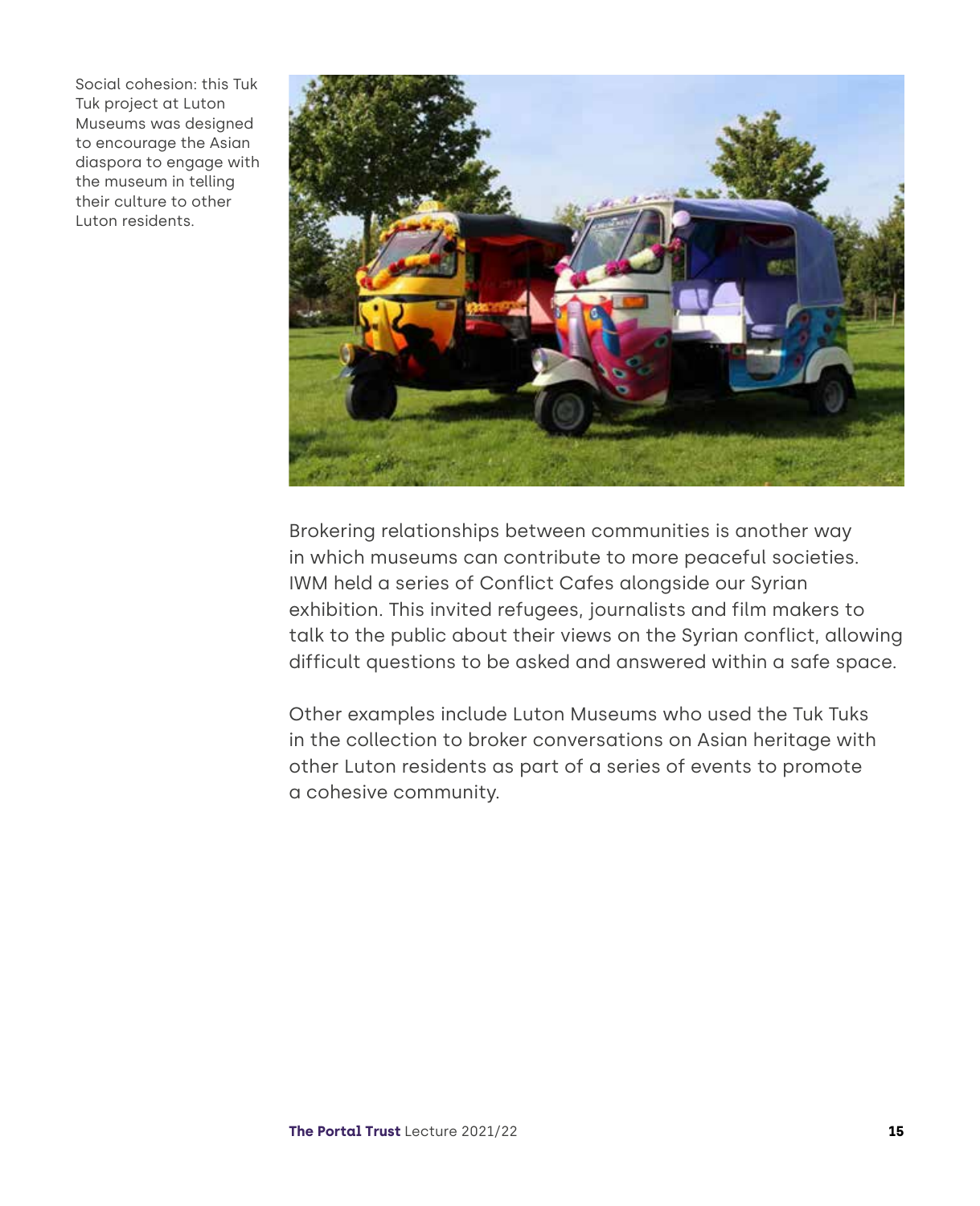Social cohesion: this Tuk Tuk project at Luton Museums was designed to encourage the Asian diaspora to engage with the museum in telling their culture to other Luton residents.

Brokering relationships between communities is another way in which museums can contribute to more peaceful societies. IWM held a series of Conflict Cafes alongside our Syrian exhibition. This invited refugees, journalists and film makers to talk to the public about their views on the Syrian conflict, allowing difficult questions to be asked and answered within a safe space.

Other examples include Luton Museums who used the Tuk Tuks in the collection to broker conversations on Asian heritage with other Luton residents as part of a series of events to promote a cohesive community.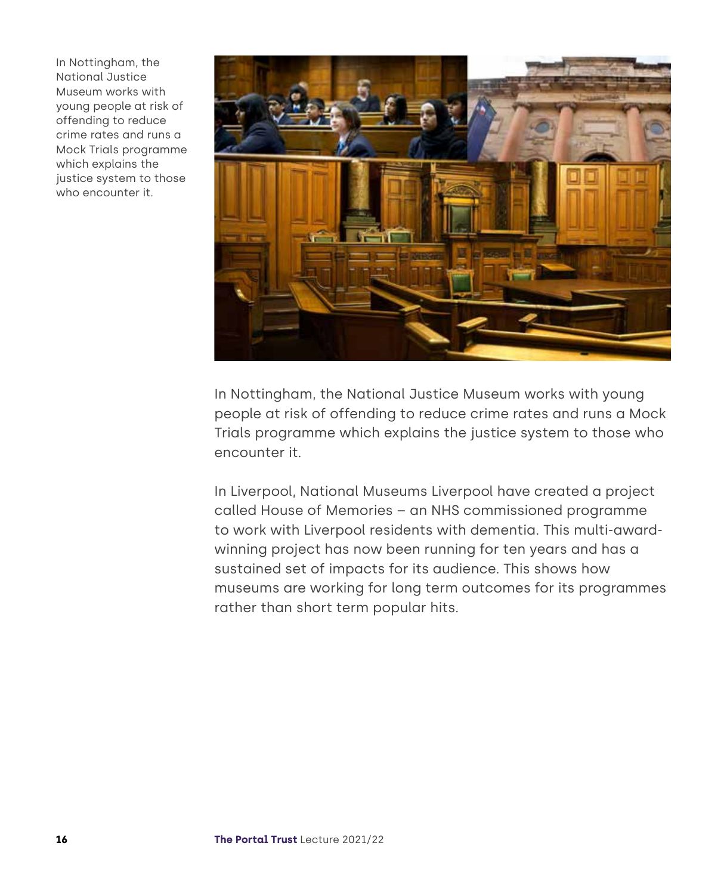In Nottingham, the National Justice Museum works with young people at risk of offending to reduce crime rates and runs a Mock Trials programme which explains the justice system to those who encounter it.

In Nottingham, the National Justice Museum works with young people at risk of offending to reduce crime rates and runs a Mock Trials programme which explains the justice system to those who encounter it.

In Liverpool, National Museums Liverpool have created a project called House of Memories – an NHS commissioned programme to work with Liverpool residents with dementia. This multi-award-winning project has now been running for ten years and has a sustained set of impacts for its audience. This shows how museums are working for long term outcomes for its programmes rather than short term popular hits.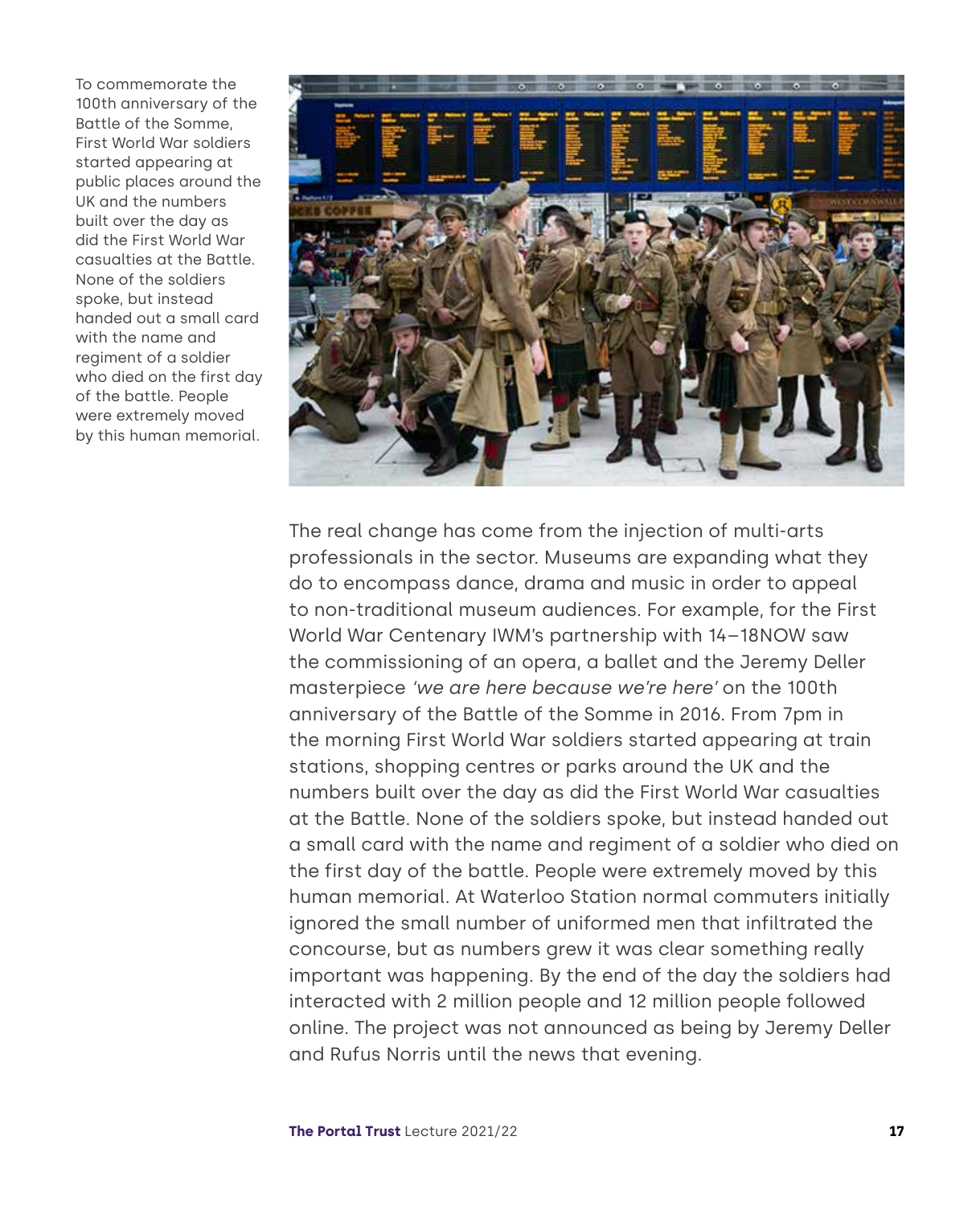To commemorate the 100th anniversary of the Battle of the Somme, First World War soldiers started appearing at public places around the UK and the numbers built over the day as did the First World War casualties at the Battle. None of the soldiers spoke, but instead handed out a small card with the name and regiment of a soldier who died on the first day of the battle. People were extremely moved by this human memorial.

The real change has come from the injection of multi-arts professionals in the sector. Museums are expanding what they do to encompass dance, drama and music in order to appeal to non-traditional museum audiences. For example, for the First World War Centenary IWM's partnership with 14–18NOW saw the commissioning of an opera, a ballet and the Jeremy Deller masterpiece *'we are here because we're here'* on the 100th anniversary of the Battle of the Somme in 2016. From 7pm in the morning First World War soldiers started appearing at train stations, shopping centres or parks around the UK and the numbers built over the day as did the First World War casualties at the Battle. None of the soldiers spoke, but instead handed out a small card with the name and regiment of a soldier who died on the first day of the battle. People were extremely moved by this human memorial. At Waterloo Station normal commuters initially ignored the small number of uniformed men that infiltrated the concourse, but as numbers grew it was clear something really important was happening. By the end of the day the soldiers had interacted with 2 million people and 12 million people followed online. The project was not announced as being by Jeremy Deller and Rufus Norris until the news that evening.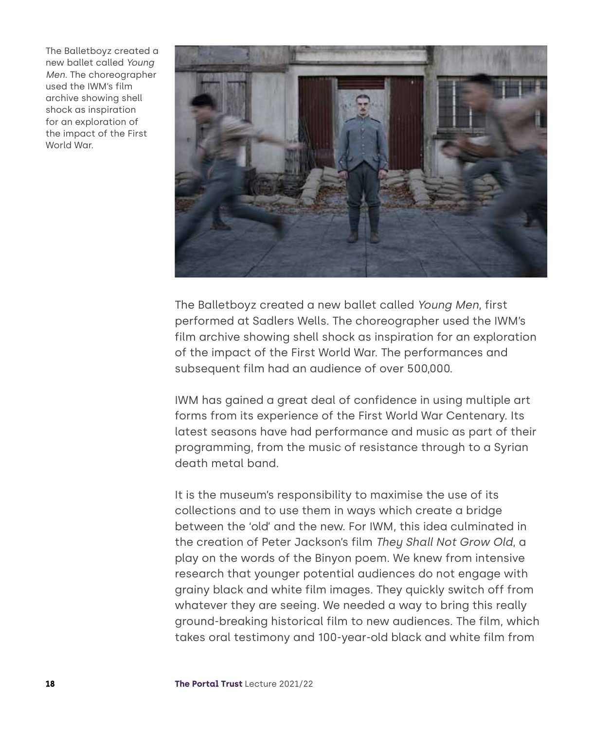The Balletboyz created a new ballet called *Young Men*. The choreographer used the IWM's film archive showing shell shock as inspiration for an exploration of the impact of the First World War.

The Balletboyz created a new ballet called *Young Men*, first performed at Sadlers Wells. The choreographer used the IWM's film archive showing shell shock as inspiration for an exploration of the impact of the First World War. The performances and subsequent film had an audience of over 500,000.

IWM has gained a great deal of confidence in using multiple art forms from its experience of the First World War Centenary. Its latest seasons have had performance and music as part of their programming, from the music of resistance through to a Syrian death metal band.

It is the museum's responsibility to maximise the use of its collections and to use them in ways which create a bridge between the 'old' and the new. For IWM, this idea culminated in the creation of Peter Jackson's film *They Shall Not Grow Old*, a play on the words of the Binyon poem. We knew from intensive research that younger potential audiences do not engage with grainy black and white film images. They quickly switch off from whatever they are seeing. We needed a way to bring this really ground-breaking historical film to new audiences. The film, which takes oral testimony and 100-year-old black and white film from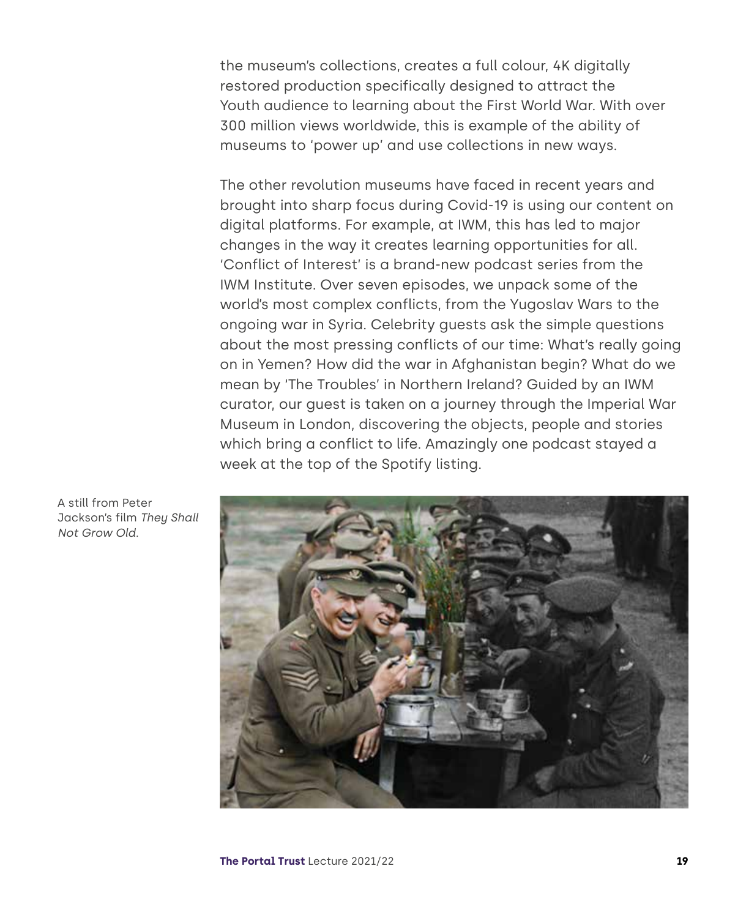the museum's collections, creates a full colour, 4K digitally restored production specifically designed to attract the Youth audience to learning about the First World War. With over 300 million views worldwide, this is example of the ability of museums to 'power up' and use collections in new ways.

The other revolution museums have faced in recent years and brought into sharp focus during Covid-19 is using our content on digital platforms. For example, at IWM, this has led to major changes in the way it creates learning opportunities for all. 'Conflict of Interest' is a brand-new podcast series from the IWM Institute. Over seven episodes, we unpack some of the world's most complex conflicts, from the Yugoslav Wars to the ongoing war in Syria. Celebrity guests ask the simple questions about the most pressing conflicts of our time: What's really going on in Yemen? How did the war in Afghanistan begin? What do we mean by 'The Troubles' in Northern Ireland? Guided by an IWM curator, our guest is taken on a journey through the Imperial War Museum in London, discovering the objects, people and stories which bring a conflict to life. Amazingly one podcast stayed a week at the top of the Spotify listing.

A still from Peter Jackson's film *They Shall Not Grow Old*.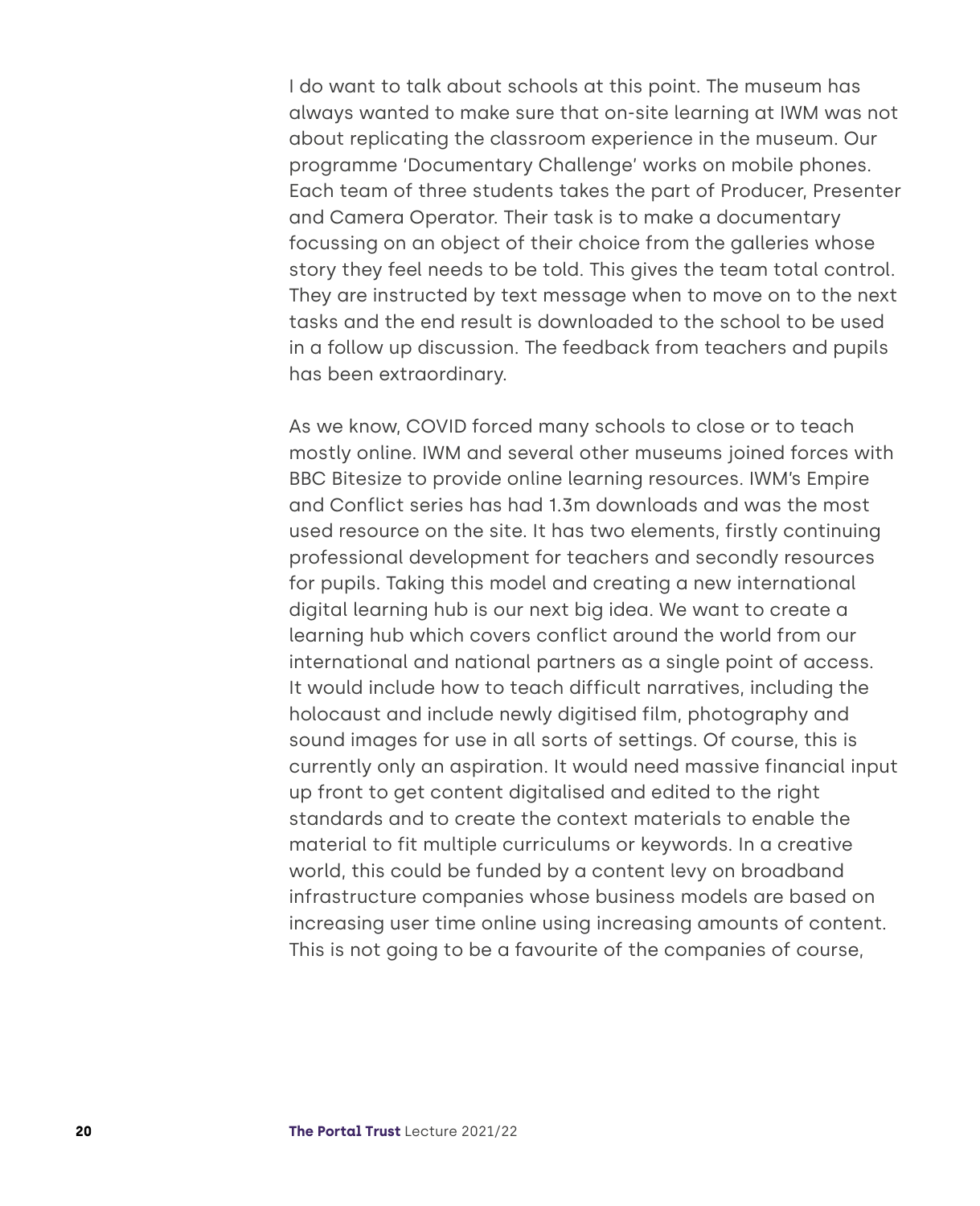I do want to talk about schools at this point. The museum has always wanted to make sure that on-site learning at IWM was not about replicating the classroom experience in the museum. Our programme 'Documentary Challenge' works on mobile phones. Each team of three students takes the part of Producer, Presenter and Camera Operator. Their task is to make a documentary focussing on an object of their choice from the galleries whose story they feel needs to be told. This gives the team total control. They are instructed by text message when to move on to the next tasks and the end result is downloaded to the school to be used in a follow up discussion. The feedback from teachers and pupils has been extraordinary.

As we know, COVID forced many schools to close or to teach mostly online. IWM and several other museums joined forces with BBC Bitesize to provide online learning resources. IWM's Empire and Conflict series has had 1.3m downloads and was the most used resource on the site. It has two elements, firstly continuing professional development for teachers and secondly resources for pupils. Taking this model and creating a new international digital learning hub is our next big idea. We want to create a learning hub which covers conflict around the world from our international and national partners as a single point of access. It would include how to teach difficult narratives, including the holocaust and include newly digitised film, photography and sound images for use in all sorts of settings. Of course, this is currently only an aspiration. It would need massive financial input up front to get content digitalised and edited to the right standards and to create the context materials to enable the material to fit multiple curriculums or keywords. In a creative world, this could be funded by a content levy on broadband infrastructure companies whose business models are based on increasing user time online using increasing amounts of content. This is not going to be a favourite of the companies of course,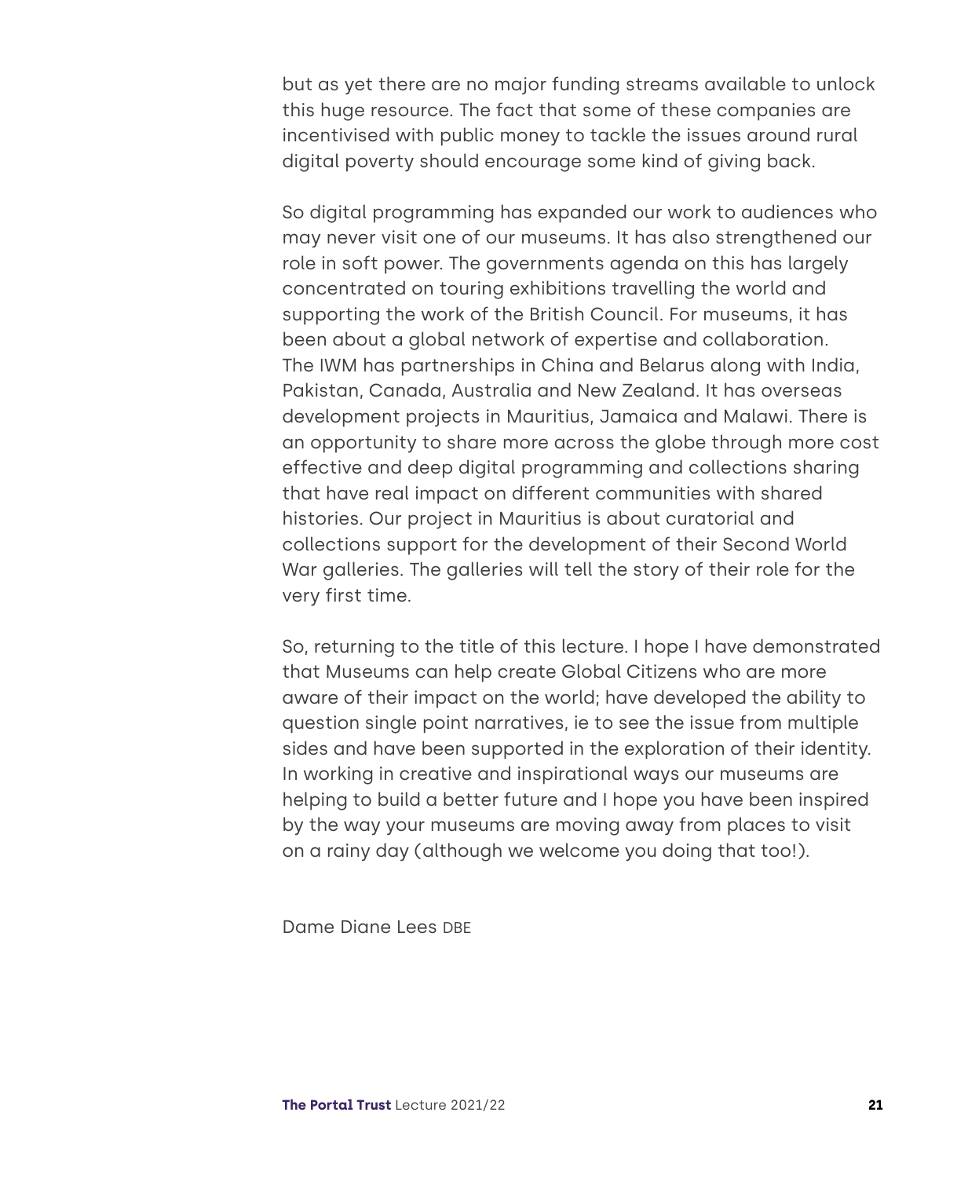but as yet there are no major funding streams available to unlock this huge resource. The fact that some of these companies are incentivised with public money to tackle the issues around rural digital poverty should encourage some kind of giving back.

So digital programming has expanded our work to audiences who may never visit one of our museums. It has also strengthened our role in soft power. The governments agenda on this has largely concentrated on touring exhibitions travelling the world and supporting the work of the British Council. For museums, it has been about a global network of expertise and collaboration. The IWM has partnerships in China and Belarus along with India, Pakistan, Canada, Australia and New Zealand. It has overseas development projects in Mauritius, Jamaica and Malawi. There is an opportunity to share more across the globe through more cost effective and deep digital programming and collections sharing that have real impact on different communities with shared histories. Our project in Mauritius is about curatorial and collections support for the development of their Second World War galleries. The galleries will tell the story of their role for the very first time.

So, returning to the title of this lecture. I hope I have demonstrated that Museums can help create Global Citizens who are more aware of their impact on the world; have developed the ability to question single point narratives, ie to see the issue from multiple sides and have been supported in the exploration of their identity. In working in creative and inspirational ways our museums are helping to build a better future and I hope you have been inspired by the way your museums are moving away from places to visit on a rainy day (although we welcome you doing that too!).

Dame Diane Lees DBE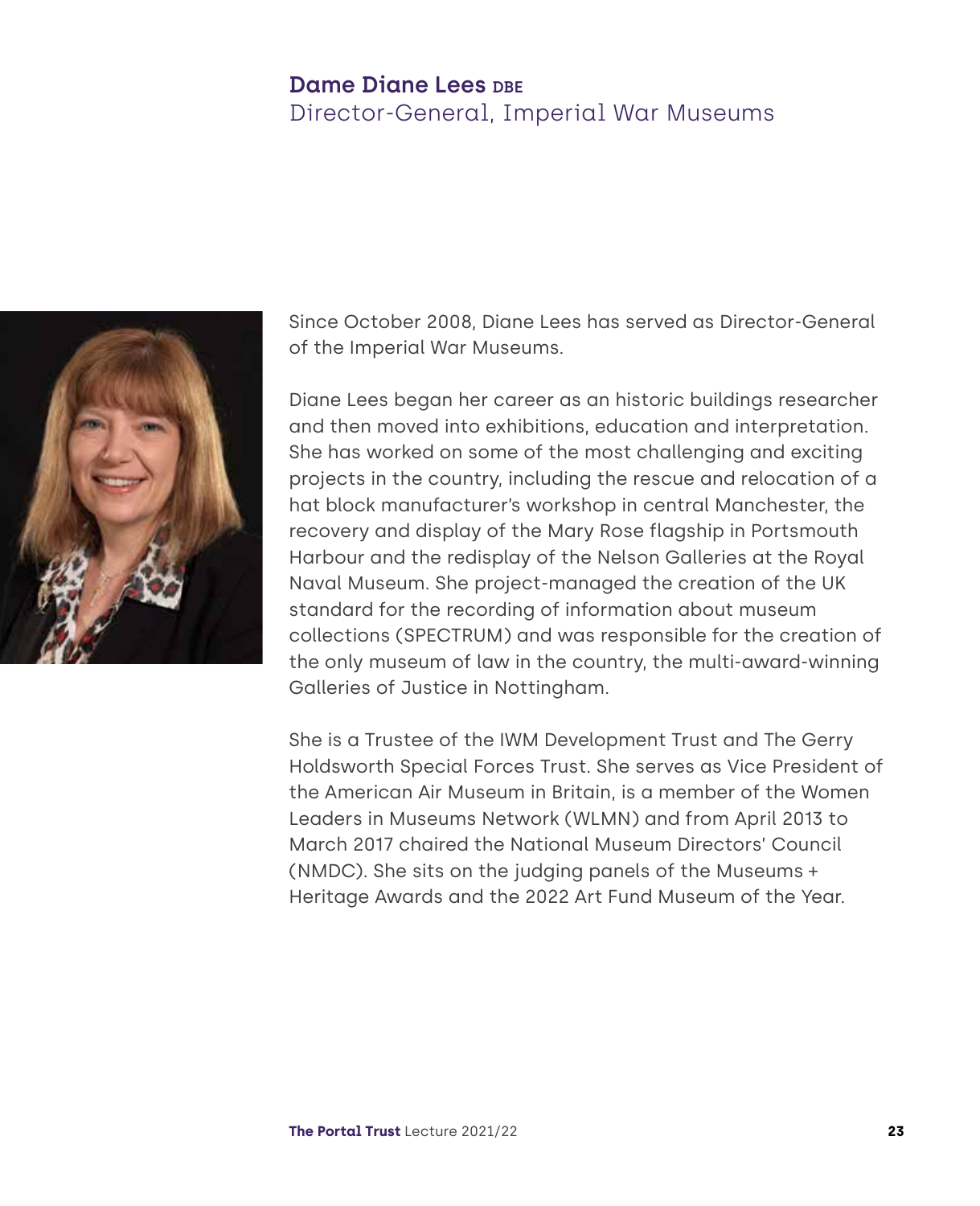## **Dame Diane Lees** DBE
Director-General, Imperial War Museums

Since October 2008, Diane Lees has served as Director-General of the Imperial War Museums.

Diane Lees began her career as an historic buildings researcher and then moved into exhibitions, education and interpretation. She has worked on some of the most challenging and exciting projects in the country, including the rescue and relocation of a hat block manufacturer's workshop in central Manchester, the recovery and display of the Mary Rose flagship in Portsmouth Harbour and the redisplay of the Nelson Galleries at the Royal Naval Museum. She project-managed the creation of the UK standard for the recording of information about museum collections (SPECTRUM) and was responsible for the creation of the only museum of law in the country, the multi-award-winning Galleries of Justice in Nottingham.

She is a Trustee of the IWM Development Trust and The Gerry Holdsworth Special Forces Trust. She serves as Vice President of the American Air Museum in Britain, is a member of the Women Leaders in Museums Network (WLMN) and from April 2013 to March 2017 chaired the National Museum Directors' Council (NMDC). She sits on the judging panels of the Museums + Heritage Awards and the 2022 Art Fund Museum of the Year.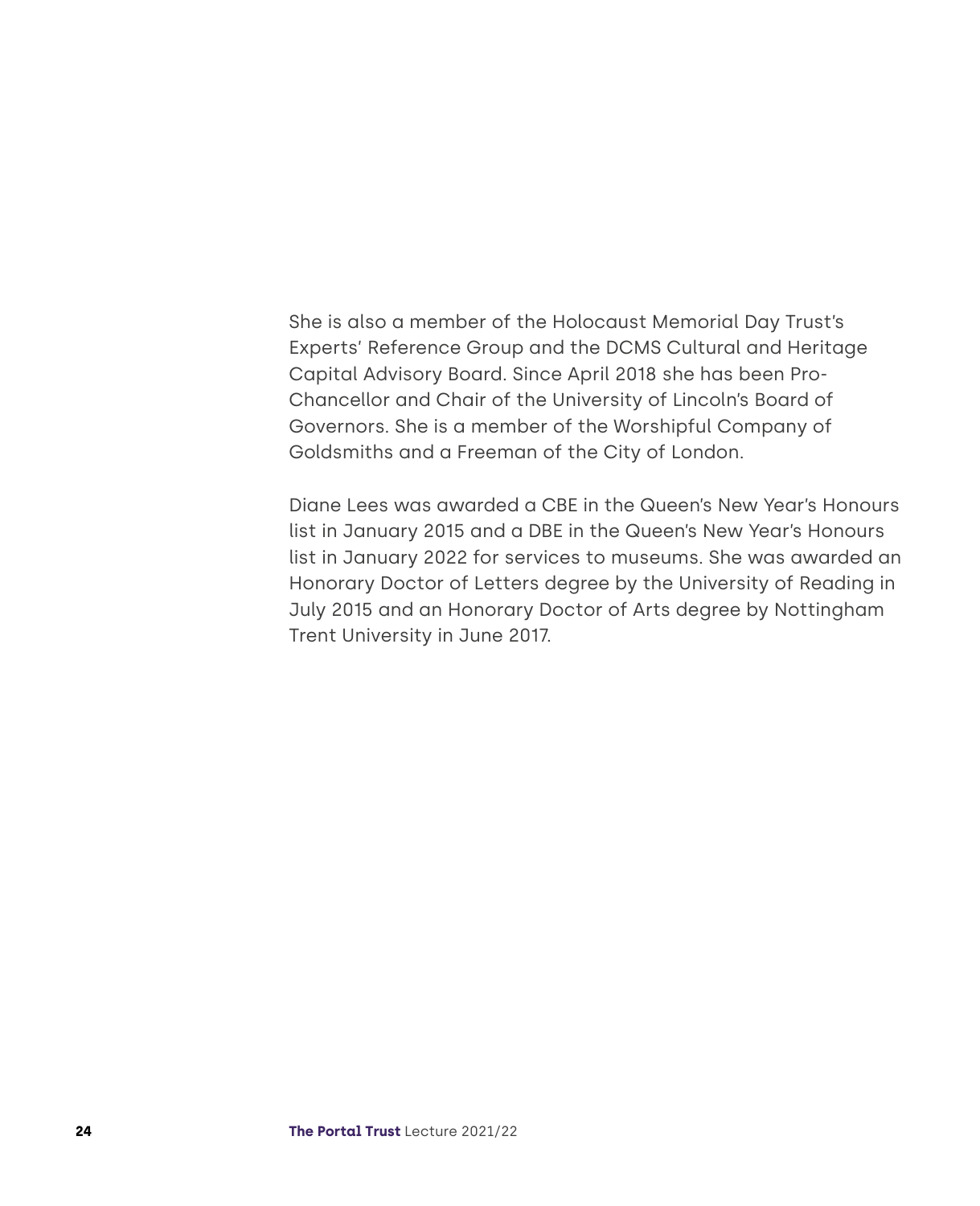She is also a member of the Holocaust Memorial Day Trust's Experts' Reference Group and the DCMS Cultural and Heritage Capital Advisory Board. Since April 2018 she has been Pro-Chancellor and Chair of the University of Lincoln's Board of Governors. She is a member of the Worshipful Company of Goldsmiths and a Freeman of the City of London.

Diane Lees was awarded a CBE in the Queen's New Year's Honours list in January 2015 and a DBE in the Queen's New Year's Honours list in January 2022 for services to museums. She was awarded an Honorary Doctor of Letters degree by the University of Reading in July 2015 and an Honorary Doctor of Arts degree by Nottingham Trent University in June 2017.